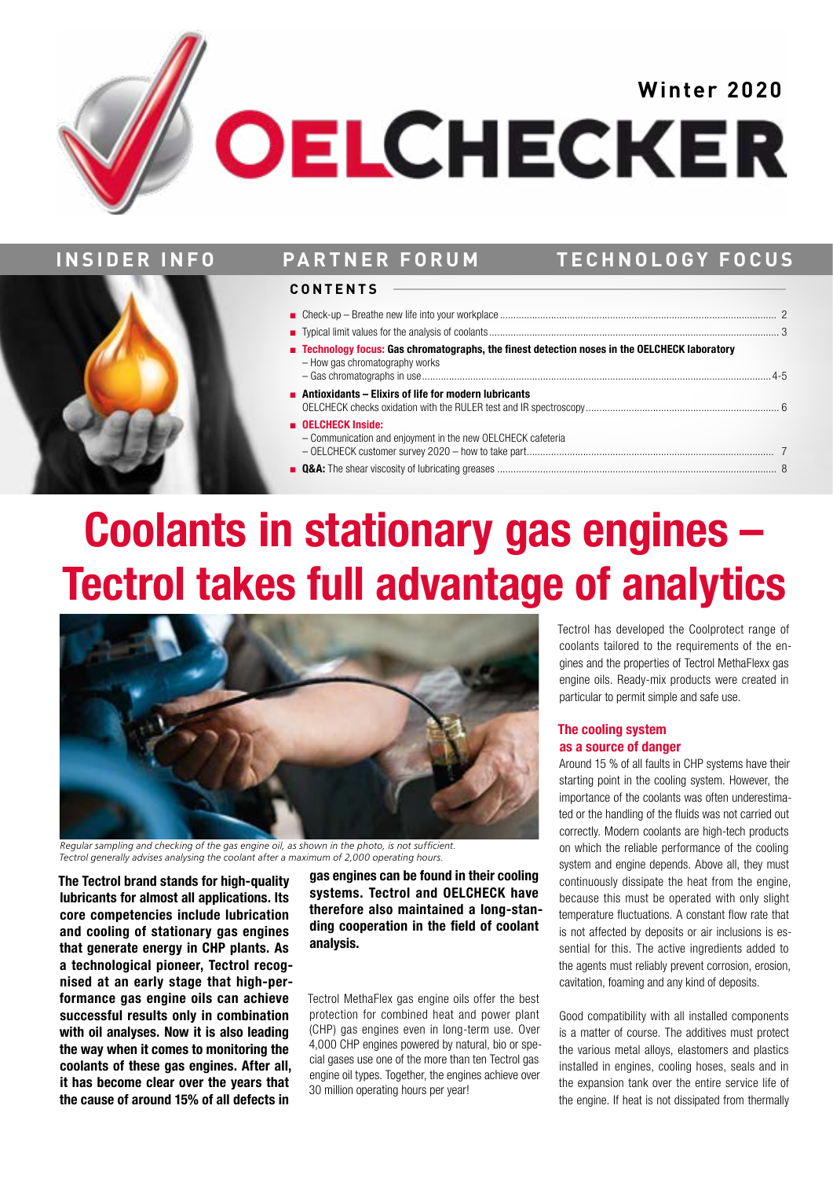# OELCHECKER

Winter 2020

INSIDER INFO | PARTNER FORUM | TECHNOLOGY FOCUS

## CONTENTS

- Check-up – Breathe new life into your workplace ..... 2
- Typical limit values for the analysis of coolants ..... 3
- **Technology focus: Gas chromatographs, the finest detection noses in the OELCHECK laboratory**
  – How gas chromatography works
  – Gas chromatographs in use ..... 4-5
- **Antioxidants – Elixirs of life for modern lubricants**
  OELCHECK checks oxidation with the RULER test and IR spectroscopy ..... 6
- **OELCHECK Inside:**
  – Communication and enjoyment in the new OELCHECK cafeteria
  – OELCHECK customer survey 2020 – how to take part ..... 7
- **Q&A:** The shear viscosity of lubricating greases ..... 8

# Coolants in stationary gas engines – Tectrol takes full advantage of analytics

*Regular sampling and checking of the gas engine oil, as shown in the photo, is not sufficient. Tectrol generally advises analysing the coolant after a maximum of 2,000 operating hours.*

**The Tectrol brand stands for high-quality lubricants for almost all applications. Its core competencies include lubrication and cooling of stationary gas engines that generate energy in CHP plants. As a technological pioneer, Tectrol recognised at an early stage that high-performance gas engine oils can achieve successful results only in combination with oil analyses. Now it is also leading the way when it comes to monitoring the coolants of these gas engines. After all, it has become clear over the years that the cause of around 15% of all defects in gas engines can be found in their cooling systems. Tectrol and OELCHECK have therefore also maintained a long-standing cooperation in the field of coolant analysis.**

Tectrol MethaFlex gas engine oils offer the best protection for combined heat and power plant (CHP) gas engines even in long-term use. Over 4,000 CHP engines powered by natural, bio or special gases use one of the more than ten Tectrol gas engine oil types. Together, the engines achieve over 30 million operating hours per year!

Tectrol has developed the Coolprotect range of coolants tailored to the requirements of the engines and the properties of Tectrol MethaFlexx gas engine oils. Ready-mix products were created in particular to permit simple and safe use.

## The cooling system as a source of danger

Around 15 % of all faults in CHP systems have their starting point in the cooling system. However, the importance of the coolants was often underestimated or the handling of the fluids was not carried out correctly. Modern coolants are high-tech products on which the reliable performance of the cooling system and engine depends. Above all, they must continuously dissipate the heat from the engine, because this must be operated with only slight temperature fluctuations. A constant flow rate that is not affected by deposits or air inclusions is essential for this. The active ingredients added to the agents must reliably prevent corrosion, erosion, cavitation, foaming and any kind of deposits.

Good compatibility with all installed components is a matter of course. The additives must protect the various metal alloys, elastomers and plastics installed in engines, cooling hoses, seals and in the expansion tank over the entire service life of the engine. If heat is not dissipated from thermally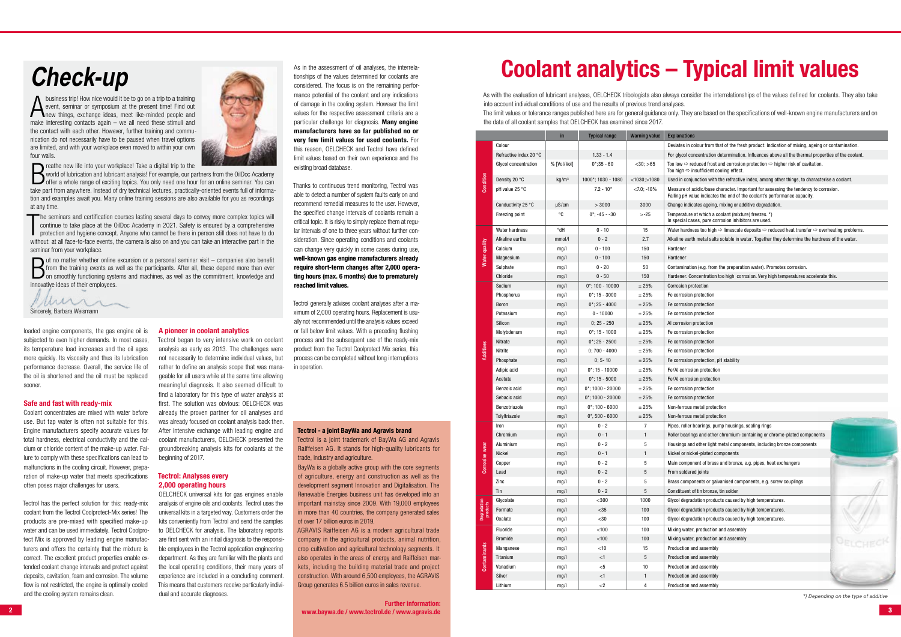# Check-up

A business trip! How nice would it be to go on a trip to a training event, seminar or symposium at the present time! Find out new things, exchange ideas, meet like-minded people and make interesting contacts again – we all need these stimuli and the contact with each other. However, further training and communication do not necessarily have to be paused when travel options are limited, and with your workplace even moved to within your own four walls.

Breathe new life into your workplace! Take a digital trip to the world of lubrication and lubricant analysis! For example, our partners from the OilDoc Academy offer a whole range of exciting topics. You only need one hour for an online seminar. You can take part from anywhere. Instead of dry technical lectures, practically-oriented events full of information and examples await you. Many online training sessions are also available for you as recordings at any time.

The seminars and certification courses lasting several days to convey more complex topics will continue to take place at the OilDoc Academy in 2021. Safety is ensured by a comprehensive protection and hygiene concept. Anyone who cannot be there in person still does not have to do without: at all face-to-face events, the camera is also on and you can take an interactive part in the seminar from your workplace.

But no matter whether online excursion or a personal seminar visit – companies also benefit from the training events as well as the participants. After all, these depend more than ever on smoothly functioning systems and machines, as well as the commitment, knowledge and innovative ideas of their employees.

Sincerely, Barbara Weismann

loaded engine components, the gas engine oil is subjected to even higher demands. In most cases, its temperature load increases and the oil ages more quickly. Its viscosity and thus its lubrication performance decrease. Overall, the service life of the oil is shortened and the oil must be replaced sooner.

### Safe and fast with ready-mix

Coolant concentrates are mixed with water before use. But tap water is often not suitable for this. Engine manufacturers specify accurate values for total hardness, electrical conductivity and the calcium or chloride content of the make-up water. Failure to comply with these specifications can lead to malfunctions in the cooling circuit. However, preparation of make-up water that meets specifications often poses major challenges for users.

Tectrol has the perfect solution for this: ready-mix coolant from the Tectrol Coolprotect-Mix series! The products are pre-mixed with specified make-up water and can be used immediately. Tectrol Coolprotect Mix is approved by leading engine manufacturers and offers the certainty that the mixture is correct. The excellent product properties enable extended coolant change intervals and protect against deposits, cavitation, foam and corrosion. The volume flow is not restricted, the engine is optimally cooled and the cooling system remains clean.

### A pioneer in coolant analytics

Tectrol began to very intensive work on coolant analysis as early as 2013. The challenges were not necessarily to determine individual values, but rather to define an analysis scope that was manageable for all users while at the same time allowing meaningful diagnosis. It also seemed difficult to find a laboratory for this type of water analysis at first. The solution was obvious: OELCHECK was already the proven partner for oil analyses and was already focused on coolant analysis back then. After intensive exchange with leading engine and coolant manufacturers, OELCHECK presented the groundbreaking analysis kits for coolants at the beginning of 2017.

### Tectrol: Analyses every 2,000 operating hours

OELCHECK universal kits for gas engines enable analysis of engine oils and coolants. Tectrol uses the universal kits in a targeted way. Customers order the kits conveniently from Tectrol and send the samples to OELCHECK for analysis. The laboratory reports are first sent with an initial diagnosis to the responsible employees in the Tectrol application engineering department. As they are familiar with the plants and the local operating conditions, their many years of experience are included in a concluding comment. This means that customers receive particularly individual and accurate diagnoses.

As in the assessment of oil analyses, the interrelationships of the values determined for coolants are considered. The focus is on the remaining performance potential of the coolant and any indications of damage in the cooling system. However the limit values for the respective assessment criteria are a particular challenge for diagnosis. **Many engine manufacturers have so far published no or very few limit values for used coolants.** For this reason, OELCHECK and Tectrol have defined limit values based on their own experience and the existing broad database.

Thanks to continuous trend monitoring, Tectrol was able to detect a number of system faults early on and recommend remedial measures to the user. However, the specified change intervals of coolants remain a critical topic. It is risky to simply replace them at regular intervals of one to three years without further consideration. Since operating conditions and coolants can change very quickly in some cases during use, **well-known gas engine manufacturers already require short-term changes after 2,000 operating hours (max. 6 months) due to prematurely reached limit values.**

Tectrol generally advises coolant analyses after a maximum of 2,000 operating hours. Replacement is usually not recommended until the analysis values exceed or fall below limit values. With a preceding flushing process and the subsequent use of the ready-mix product from the Tectrol Coolprotect Mix series, this process can be completed without long interruptions in operation.

### Tectrol - a joint BayWa and Agravis brand

Tectrol is a joint trademark of BayWa AG and Agravis Raiffeisen AG. It stands for high-quality lubricants for trade, industry and agriculture.

BayWa is a globally active group with the core segments of agriculture, energy and construction as well as the development segment Innovation and Digitalisation. The Renewable Energies business unit has developed into an important mainstay since 2009. With 19,000 employees in more than 40 countries, the company generated sales of over 17 billion euros in 2019.

AGRAVIS Raiffeisen AG is a modern agricultural trade company in the agricultural products, animal nutrition, crop cultivation and agricultural technology segments. It also operates in the areas of energy and Raiffeisen markets, including the building material trade and project construction. With around 6,500 employees, the AGRAVIS Group generates 6.5 billion euros in sales revenue.

**Further information:**
**www.baywa.de / www.tectrol.de / www.agravis.de**

# Coolant analytics – Typical limit values

As with the evaluation of lubricant analyses, OELCHECK tribologists also always consider the interrelationships of the values defined for coolants. They also take into account individual conditions of use and the results of previous trend analyses.

The limit values or tolerance ranges published here are for general guidance only. They are based on the specifications of well-known engine manufacturers and on the data of all coolant samples that OELCHECK has examined since 2017.

| | | in | Typical range | Warning value | Explanations |
|---|---|---|---|---|---|
| Condition | Colour | | | | Deviates in colour from that of the fresh product: Indication of mixing, ageing or contamination. |
| | Refractive index 20 °C | | 1.33 - 1.4 | | For glycol concentration determination. Influences above all the thermal properties of the coolant. |
| | Glycol concentration | % [Vol/Vol] | 0*;35 - 60 | <30; >65 | Too low ⇨ reduced frost and corrosion protection ⇨ higher risk of cavitation. Too high ⇨ insufficient cooling effect. |
| | Density 20 °C | kg/m³ | 1000*; 1030 - 1080 | <1030;>1080 | Used in conjunction with the refractive index, among other things, to characterise a coolant. |
| | pH value 25 °C | | 7.2 - 10* | <7.0; -10% | Measure of acidic/base character. Important for assessing the tendency to corrosion. Falling pH value indicates the end of the coolant's performance capacity. |
| | Conductivity 25 °C | µS/cm | > 3000 | 3000 | Change indicates ageing, mixing or additive degradation. |
| | Freezing point | °C | 0*; -45 - -30 | > -25 | Temperature at which a coolant (mixture) freezes. *) In special cases, pure corrosion inhibitors are used. |
| Water quality | Water hardness | °dH | 0 - 10 | 15 | Water hardness too high ⇨ limescale deposits ⇨ reduced heat transfer ⇨ overheating problems. |
| | Alkaline earths | mmol/l | 0 - 2 | 2.7 | Alkaline earth metal salts soluble in water. Together they determine the hardness of the water. |
| | Calcium | mg/l | 0 - 100 | 150 | Hardener |
| | Magnesium | mg/l | 0 - 100 | 150 | Hardener |
| | Sulphate | mg/l | 0 - 20 | 50 | Contamination (e.g. from the preparation water). Promotes corrosion. |
| | Chloride | mg/l | 0 - 50 | 150 | Hardener. Concentration too high corrosion. Very high temperatures accelerate this. |
| Additives | Sodium | mg/l | 0*; 100 - 10000 | ± 25% | Corrosion protection |
| | Phosphorus | mg/l | 0*; 15 - 3000 | ± 25% | Fe corrosion protection |
| | Boron | mg/l | 0*; 25 - 4000 | ± 25% | Fe corrosion protection |
| | Potassium | mg/l | 0 - 10000 | ± 25% | Fe corrosion protection |
| | Silicon | mg/l | 0; 25 - 250 | ± 25% | Al corrosion protection |
| | Molybdenum | mg/l | 0*; 15 - 1000 | ± 25% | Fe corrosion protection |
| | Nitrate | mg/l | 0*; 25 - 2500 | ± 25% | Fe corrosion protection |
| | Nitrite | mg/l | 0; 700 - 4000 | ± 25% | Fe corrosion protection |
| | Phosphate | mg/l | 0; 5- 10 | ± 25% | Fe corrosion protection, pH stability |
| | Adipic acid | mg/l | 0*; 15 - 10000 | ± 25% | Fe/Al corrosion protection |
| | Acetate | mg/l | 0*; 15 - 5000 | ± 25% | Fe/Al corrosion protection |
| | Benzoic acid | mg/l | 0*; 1000 - 20000 | ± 25% | Fe corrosion protection |
| | Sebacic acid | mg/l | 0*; 1000 - 20000 | ± 25% | Fe corrosion protection |
| | Benzotriazole | mg/l | 0*; 100 - 6000 | ± 25% | Non-ferrous metal protection |
| | Tolyltriazole | mg/l | 0*, 500 - 6000 | ± 25% | Non-ferrous metal protection |
| Corrosive wear | Iron | mg/l | 0 - 2 | 7 | Pipes, roller bearings, pump housings, sealing rings |
| | Chromium | mg/l | 0 - 1 | 1 | Roller bearings and other chromium-containing or chrome-plated components |
| | Aluminium | mg/l | 0 - 2 | 5 | Housings and other light metal components, including bronze components |
| | Nickel | mg/l | 0 - 1 | 1 | Nickel or nickel-plated components |
| | Copper | mg/l | 0 - 2 | 5 | Main component of brass and bronze, e.g. pipes, heat exchangers |
| | Lead | mg/l | 0 - 2 | 5 | From soldered joints |
| | Zinc | mg/l | 0 - 2 | 5 | Brass components or galvanised components, e.g. screw couplings |
| | Tin | mg/l | 0 - 2 | 5 | Constituent of tin bronze, tin solder |
| Degradation products | Glycolate | mg/l | <300 | 1000 | Glycol degradation products caused by high temperatures. |
| | Formate | mg/l | <35 | 100 | Glycol degradation products caused by high temperatures. |
| | Oxalate | mg/l | <30 | 100 | Glycol degradation products caused by high temperatures. |
| Contaminants | Fluoride | mg/l | <100 | 100 | Mixing water, production and assembly |
| | Bromide | mg/l | <100 | 100 | Mixing water, production and assembly |
| | Manganese | mg/l | <10 | 15 | Production and assembly |
| | Titanium | mg/l | <1 | 5 | Production and assembly |
| | Vanadium | mg/l | <5 | 10 | Production and assembly |
| | Silver | mg/l | <1 | 1 | Production and assembly |
| | Lithium | mg/l | <2 | 4 | Production and assembly |

*) Depending on the type of additive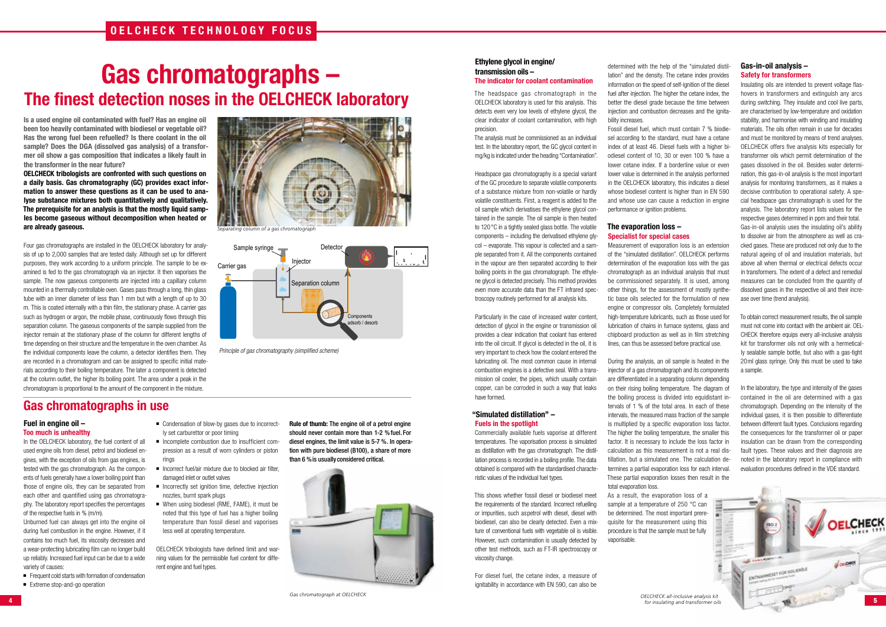# Gas chromatographs – The finest detection noses in the OELCHECK laboratory

**Is a used engine oil contaminated with fuel? Has an engine oil been too heavily contaminated with biodiesel or vegetable oil? Has the wrong fuel been refuelled? Is there coolant in the oil sample? Does the DGA (dissolved gas analysis) of a transformer oil show a gas composition that indicates a likely fault in the transformer in the near future?**

**OELCHECK tribologists are confronted with such questions on a daily basis. Gas chromatography (GC) provides exact information to answer these questions as it can be used to analyse substance mixtures both quantitatively and qualitatively. The prerequisite for an analysis is that the mostly liquid samples become gaseous without decomposition when heated or are already gaseous.**

*Separating column of a gas chromatograph*

Four gas chromatographs are installed in the OELCHECK laboratory for analysis of up to 2,000 samples that are tested daily. Although set up for different purposes, they work according to a uniform principle. The sample to be examined is fed to the gas chromatograph via an injector. It then vaporises the sample. The now gaseous components are injected into a capillary column mounted in a thermally controllable oven. Gases pass through a long, thin glass tube with an inner diameter of less than 1 mm but with a length of up to 30 m. This is coated internally with a thin film, the stationary phase. A carrier gas such as hydrogen or argon, the mobile phase, continuously flows through this separation column. The gaseous components of the sample supplied from the injector remain at the stationary phase of the column for different lengths of time depending on their structure and the temperature in the oven chamber. As the individual components leave the column, a detector identifies them. They are recorded in a chromatogram and can be assigned to specific initial materials according to their boiling temperature. The later a component is detected at the column outlet, the higher its boiling point. The area under a peak in the chromatogram is proportional to the amount of the component in the mixture.

*Principle of gas chromatography (simplified scheme)*

## Gas chromatographs in use

### Fuel in engine oil – Too much is unhealthy

In the OELCHECK laboratory, the fuel content of all used engine oils from diesel, petrol and biodiesel engines, with the exception of oils from gas engines, is tested with the gas chromatograph. As the components of fuels generally have a lower boiling point than those of engine oils, they can be separated from each other and quantified using gas chromatography. The laboratory report specifies the percentages of the respective fuels in % (m/m).

Unburned fuel can always get into the engine oil during fuel combustion in the engine. However, if it contains too much fuel, its viscosity decreases and a wear-protecting lubricating film can no longer build up reliably. Increased fuel input can be due to a wide variety of causes:

- Frequent cold starts with formation of condensation
- Extreme stop-and-go operation
- Condensation of blow-by gases due to incorrectly set carburettor or poor timing
- Incomplete combustion due to insufficient compression as a result of worn cylinders or piston rings
- Incorrect fuel/air mixture due to blocked air filter, damaged inlet or outlet valves
- Incorrectly set ignition time, defective injection nozzles, burnt spark plugs
- When using biodiesel (RME, FAME), it must be noted that this type of fuel has a higher boiling temperature than fossil diesel and vaporises less well at operating temperature.

OELCHECK tribologists have defined limit and warning values for the permissible fuel content for different engine and fuel types.

**Rule of thumb: The engine oil of a petrol engine should never contain more than 1-2 % fuel. For diesel engines, the limit value is 5-7 %. In operation with pure biodiesel (B100), a share of more than 6 % is usually considered critical.**

*Gas chromatograph at OELCHECK*

### Ethylene glycol in engine/ transmission oils – The indicator for coolant contamination

The headspace gas chromatograph in the OELCHECK laboratory is used for this analysis. This detects even very low levels of ethylene glycol, the clear indicator of coolant contamination, with high precision.

The analysis must be commissioned as an individual test. In the laboratory report, the GC glycol content in mg/kg is indicated under the heading "Contamination".

Headspace gas chromatography is a special variant of the GC procedure to separate volatile components of a substance mixture from non-volatile or hardly volatile constituents. First, a reagent is added to the oil sample which derivatises the ethylene glycol contained in the sample. The oil sample is then heated to 120 °C in a tightly sealed glass bottle. The volatile components – including the derivatised ethylene glycol – evaporate. This vapour is collected and a sample separated from it. All the components contained in the vapour are then separated according to their boiling points in the gas chromatograph. The ethylene glycol is detected precisely. This method provides even more accurate data than the FT infrared spectroscopy routinely performed for all analysis kits.

Particularly in the case of increased water content, detection of glycol in the engine or transmission oil provides a clear indication that coolant has entered into the oil circuit. If glycol is detected in the oil, it is very important to check how the coolant entered the lubricating oil. The most common cause in internal combustion engines is a defective seal. With a transmission oil cooler, the pipes, which usually contain copper, can be corroded in such a way that leaks have formed.

### "Simulated distillation" – Fuels in the spotlight

Commercially available fuels vaporise at different temperatures. The vaporisation process is simulated as distillation with the gas chromatograph. The distillation process is recorded in a boiling profile. The data obtained is compared with the standardised characteristic values of the individual fuel types.

This shows whether fossil diesel or biodiesel meet the requirements of the standard. Incorrect refuelling or impurities, such as petrol with diesel, diesel with biodiesel, can also be clearly detected. Even a mixture of conventional fuels with vegetable oil is visible. However, such contamination is usually detected by other test methods, such as FT-IR spectroscopy or viscosity change.

For diesel fuel, the cetane index, a measure of ignitability in accordance with EN 590, can also be determined with the help of the "simulated distillation" and the density. The cetane index provides information on the speed of self-ignition of the diesel fuel after injection. The higher the cetane index, the better the diesel grade because the time between injection and combustion decreases and the ignitability increases.

Fossil diesel fuel, which must contain 7 % biodiesel according to the standard, must have a cetane index of at least 46. Diesel fuels with a higher biodiesel content of 10, 30 or even 100 % have a lower cetane index. If a borderline value or even lower value is determined in the analysis performed in the OELCHECK laboratory, this indicates a diesel whose biodiesel content is higher than in EN 590 and whose use can cause a reduction in engine performance or ignition problems.

### The evaporation loss – Specialist for special cases

Measurement of evaporation loss is an extension of the "simulated distillation". OELCHECK performs determination of the evaporation loss with the gas chromatograph as an individual analysis that must be commissioned separately. It is used, among other things, for the assessment of mostly synthetic base oils selected for the formulation of new engine or compressor oils. Completely formulated high-temperature lubricants, such as those used for lubrication of chains in furnace systems, glass and chipboard production as well as in film stretching lines, can thus be assessed before practical use.

During the analysis, an oil sample is heated in the injector of a gas chromatograph and its components are differentiated in a separating column depending on their rising boiling temperature. The diagram of the boiling process is divided into equidistant intervals of 1 % of the total area. In each of these intervals, the measured mass fraction of the sample is multiplied by a specific evaporation loss factor. The higher the boiling temperature, the smaller this factor. It is necessary to include the loss factor in calculation as this measurement is not a real distillation, but a simulated one. The calculation determines a partial evaporation loss for each interval. These partial evaporation losses then result in the total evaporation loss.

As a result, the evaporation loss of a sample at a temperature of 250 °C can be determined. The most important prerequisite for the measurement using this procedure is that the sample must be fully vaporisable.

### Gas-in-oil analysis – Safety for transformers

Insulating oils are intended to prevent voltage flashovers in transformers and extinguish any arcs during switching. They insulate and cool live parts, are characterised by low-temperature and oxidation stability, and harmonise with winding and insulating materials. The oils often remain in use for decades and must be monitored by means of trend analyses. OELCHECK offers five analysis kits especially for transformer oils which permit determination of the gases dissolved in the oil. Besides water determination, this gas-in-oil analysis is the most important analysis for monitoring transformers, as it makes a decisive contribution to operational safety. A special headspace gas chromatograph is used for the analysis. The laboratory report lists values for the respective gases determined in ppm and their total.

Gas-in-oil analysis uses the insulating oil's ability to dissolve air from the atmosphere as well as cracked gases. These are produced not only due to the natural ageing of oil and insulation materials, but above all when thermal or electrical defects occur in transformers. The extent of a defect and remedial measures can be concluded from the quantity of dissolved gases in the respective oil and their increase over time (trend analysis).

To obtain correct measurement results, the oil sample must not come into contact with the ambient air. OELCHECK therefore equips every all-inclusive analysis kit for transformer oils not only with a hermetically sealable sample bottle, but also with a gas-tight 20 ml glass syringe. Only this must be used to take a sample.

In the laboratory, the type and intensity of the gases contained in the oil are determined with a gas chromatograph. Depending on the intensity of the individual gases, it is then possible to differentiate between different fault types. Conclusions regarding the consequences for the transformer oil or paper insulation can be drawn from the corresponding fault types. These values and their diagnosis are noted in the laboratory report in compliance with evaluation procedures defined in the VDE standard.

*OELCHECK all-inclusive analysis kit for insulating and transformer oils*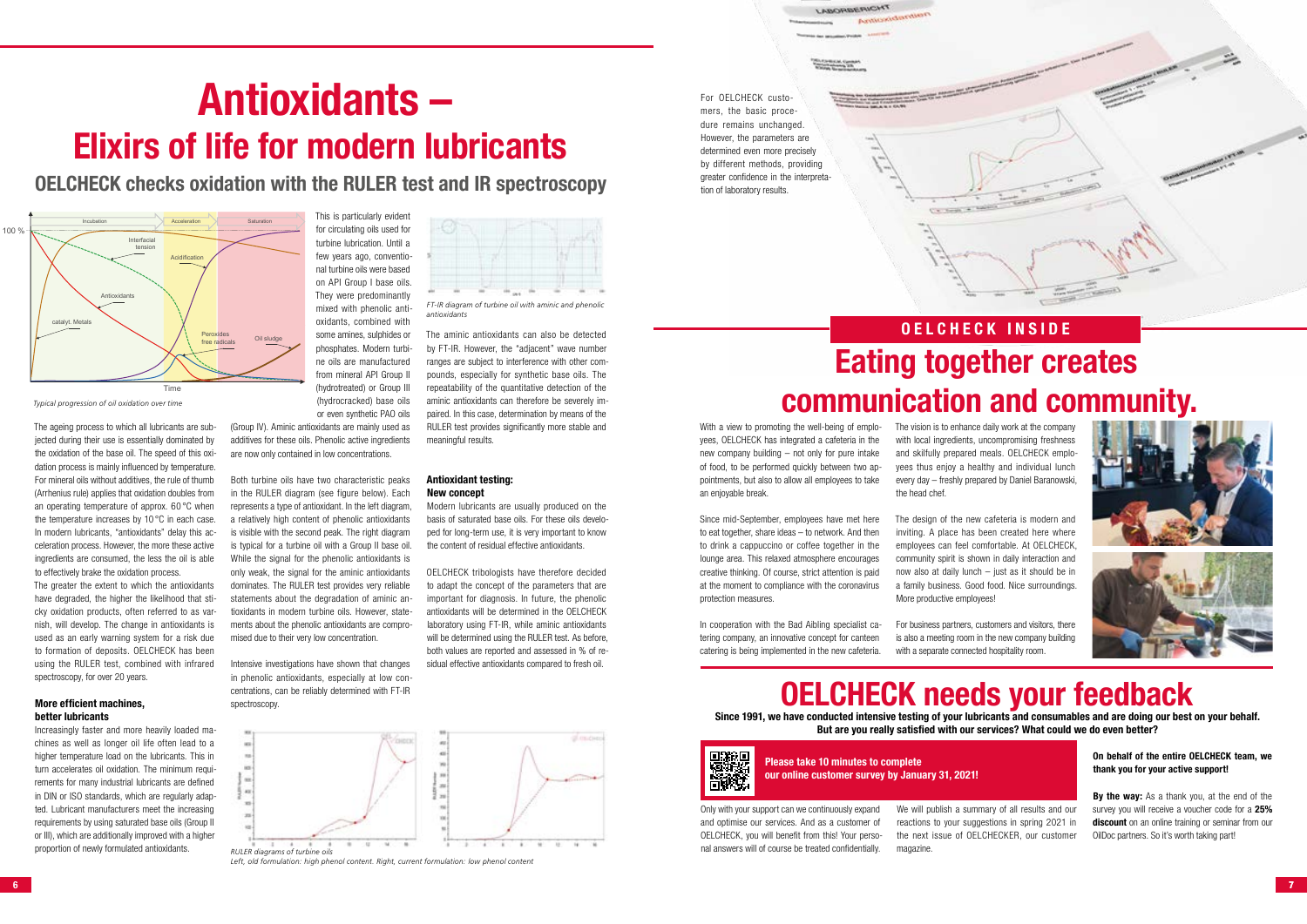# Antioxidants – Elixirs of life for modern lubricants

## OELCHECK checks oxidation with the RULER test and IR spectroscopy

*Typical progression of oil oxidation over time*

The ageing process to which all lubricants are subjected during their use is essentially dominated by the oxidation of the base oil. The speed of this oxidation process is mainly influenced by temperature. For mineral oils without additives, the rule of thumb (Arrhenius rule) applies that oxidation doubles from an operating temperature of approx. 60 °C when the temperature increases by 10 °C in each case. In modern lubricants, "antioxidants" delay this acceleration process. However, the more these active ingredients are consumed, the less the oil is able to effectively brake the oxidation process.

The greater the extent to which the antioxidants have degraded, the higher the likelihood that sticky oxidation products, often referred to as varnish, will develop. The change in antioxidants is used as an early warning system for a risk due to formation of deposits. OELCHECK has been using the RULER test, combined with infrared spectroscopy, for over 20 years.

### More efficient machines, better lubricants

Increasingly faster and more heavily loaded machines as well as longer oil life often lead to a higher temperature load on the lubricants. This in turn accelerates oil oxidation. The minimum requirements for many industrial lubricants are defined in DIN or ISO standards, which are regularly adapted. Lubricant manufacturers meet the increasing requirements by using saturated base oils (Group II or III), which are additionally improved with a higher proportion of newly formulated antioxidants.

This is particularly evident for circulating oils used for turbine lubrication. Until a few years ago, conventional turbine oils were based on API Group I base oils. They were predominantly mixed with phenolic antioxidants, combined with some amines, sulphides or phosphates. Modern turbine oils are manufactured from mineral API Group II (hydrotreated) or Group III (hydrocracked) base oils or even synthetic PAO oils (Group IV). Aminic antioxidants are mainly used as additives for these oils. Phenolic active ingredients are now only contained in low concentrations.

Both turbine oils have two characteristic peaks in the RULER diagram (see figure below). Each represents a type of antioxidant. In the left diagram, a relatively high content of phenolic antioxidants is visible with the second peak. The right diagram is typical for a turbine oil with a Group II base oil. While the signal for the phenolic antioxidants is only weak, the signal for the aminic antioxidants dominates. The RULER test provides very reliable statements about the degradation of aminic antioxidants in modern turbine oils. However, statements about the phenolic antioxidants are compromised due to their very low concentration.

Intensive investigations have shown that changes in phenolic antioxidants, especially at low concentrations, can be reliably determined with FT-IR spectroscopy.

*FT-IR diagram of turbine oil with aminic and phenolic antioxidants*

The aminic antioxidants can also be detected by FT-IR. However, the "adjacent" wave number ranges are subject to interference with other compounds, especially for synthetic base oils. The repeatability of the quantitative detection of the aminic antioxidants can therefore be severely impaired. In this case, determination by means of the RULER test provides significantly more stable and meaningful results.

### Antioxidant testing: New concept

Modern lubricants are usually produced on the basis of saturated base oils. For these oils developed for long-term use, it is very important to know the content of residual effective antioxidants.

OELCHECK tribologists have therefore decided to adapt the concept of the parameters that are important for diagnosis. In future, the phenolic antioxidants will be determined in the OELCHECK laboratory using FT-IR, while aminic antioxidants will be determined using the RULER test. As before, both values are reported and assessed in % of residual effective antioxidants compared to fresh oil.

*RULER diagrams of turbine oils*
*Left, old formulation: high phenol content. Right, current formulation: low phenol content*

For OELCHECK customers, the basic procedure remains unchanged. However, the parameters are determined even more precisely by different methods, providing greater confidence in the interpretation of laboratory results.

## OELCHECK INSIDE

# Eating together creates communication and community.

With a view to promoting the well-being of employees, OELCHECK has integrated a cafeteria in the new company building – not only for pure intake of food, to be performed quickly between two appointments, but also to allow all employees to take an enjoyable break.

Since mid-September, employees have met here to eat together, share ideas – to network. And then to drink a cappuccino or coffee together in the lounge area. This relaxed atmosphere encourages creative thinking. Of course, strict attention is paid at the moment to compliance with the coronavirus protection measures.

In cooperation with the Bad Aibling specialist catering company, an innovative concept for canteen catering is being implemented in the new cafeteria.

The vision is to enhance daily work at the company with local ingredients, uncompromising freshness and skilfully prepared meals. OELCHECK employees thus enjoy a healthy and individual lunch every day – freshly prepared by Daniel Baranowski, the head chef.

The design of the new cafeteria is modern and inviting. A place has been created here where employees can feel comfortable. At OELCHECK, community spirit is shown in daily interaction and now also at daily lunch – just as it should be in a family business. Good food. Nice surroundings. More productive employees!

For business partners, customers and visitors, there is also a meeting room in the new company building with a separate connected hospitality room.

# OELCHECK needs your feedback

**Since 1991, we have conducted intensive testing of your lubricants and consumables and are doing our best on your behalf. But are you really satisfied with our services? What could we do even better?**

**Please take 10 minutes to complete our online customer survey by January 31, 2021!**

Only with your support can we continuously expand and optimise our services. And as a customer of OELCHECK, you will benefit from this! Your personal answers will of course be treated confidentially.

We will publish a summary of all results and our reactions to your suggestions in spring 2021 in the next issue of OELCHECKER, our customer magazine.

**On behalf of the entire OELCHECK team, we thank you for your active support!**

**By the way:** As a thank you, at the end of the survey you will receive a voucher code for a **25% discount** on an online training or seminar from our OilDoc partners. So it's worth taking part!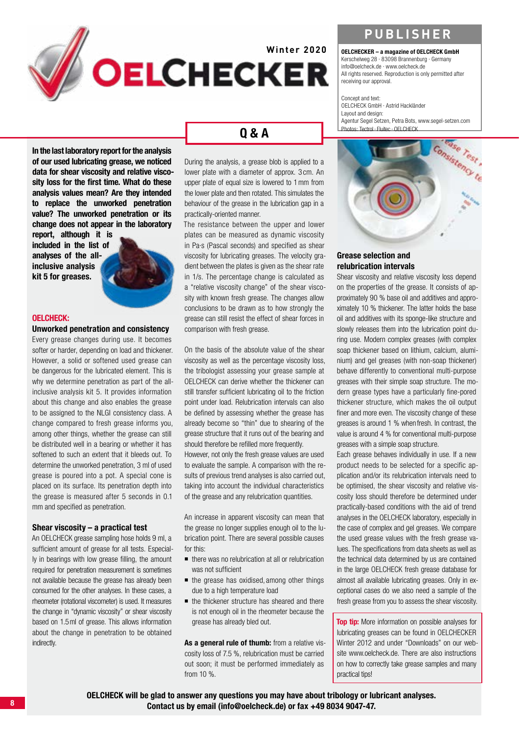# OELCHECKER

Winter 2020

## PUBLISHER

**OELCHECKER – a magazine of OELCHECK GmbH**
Kerschelweg 28 · 83098 Brannenburg · Germany
info@oelcheck.de · www.oelcheck.de
All rights reserved. Reproduction is only permitted after receiving our approval.

Concept and text:
OELCHECK GmbH · Astrid Hackländer
Layout and design:
Agentur Segel Setzen, Petra Bots, www.segel-setzen.com
Photos: Tectrol · Fluitec · OELCHECK

## Q & A

**In the last laboratory report for the analysis of our used lubricating grease, we noticed data for shear viscosity and relative viscosity loss for the first time. What do these analysis values mean? Are they intended to replace the unworked penetration value? The unworked penetration or its change does not appear in the laboratory report, although it is included in the list of analyses of the all-inclusive analysis kit 5 for greases.**

**OELCHECK:**

### Unworked penetration and consistency

Every grease changes during use. It becomes softer or harder, depending on load and thickener. However, a solid or softened used grease can be dangerous for the lubricated element. This is why we determine penetration as part of the all-inclusive analysis kit 5. It provides information about this change and also enables the grease to be assigned to the NLGI consistency class. A change compared to fresh grease informs you, among other things, whether the grease can still be distributed well in a bearing or whether it has softened to such an extent that it bleeds out. To determine the unworked penetration, 3 ml of used grease is poured into a pot. A special cone is placed on its surface. Its penetration depth into the grease is measured after 5 seconds in 0.1 mm and specified as penetration.

### Shear viscosity – a practical test

An OELCHECK grease sampling hose holds 9 ml, a sufficient amount of grease for all tests. Especially in bearings with low grease filling, the amount required for penetration measurement is sometimes not available because the grease has already been consumed for the other analyses. In these cases, a rheometer (rotational viscometer) is used. It measures the change in "dynamic viscosity" or shear viscosity based on 1.5 ml of grease. This allows information about the change in penetration to be obtained indirectly.

During the analysis, a grease blob is applied to a lower plate with a diameter of approx. 3 cm. An upper plate of equal size is lowered to 1 mm from the lower plate and then rotated. This simulates the behaviour of the grease in the lubrication gap in a practically-oriented manner.
The resistance between the upper and lower plates can be measured as dynamic viscosity in Pa·s (Pascal seconds) and specified as shear viscosity for lubricating greases. The velocity gradient between the plates is given as the shear rate in 1/s. The percentage change is calculated as a "relative viscosity change" of the shear viscosity with known fresh grease. The changes allow conclusions to be drawn as to how strongly the grease can still resist the effect of shear forces in comparison with fresh grease.

On the basis of the absolute value of the shear viscosity as well as the percentage viscosity loss, the tribologist assessing your grease sample at OELCHECK can derive whether the thickener can still transfer sufficient lubricating oil to the friction point under load. Relubrication intervals can also be defined by assessing whether the grease has already become so "thin" due to shearing of the grease structure that it runs out of the bearing and should therefore be refilled more frequently.
However, not only the fresh grease values are used to evaluate the sample. A comparison with the results of previous trend analyses is also carried out, taking into account the individual characteristics of the grease and any relubrication quantities.

An increase in apparent viscosity can mean that the grease no longer supplies enough oil to the lubrication point. There are several possible causes for this:

- there was no relubrication at all or relubrication was not sufficient
- the grease has oxidised, among other things due to a high temperature load
- the thickener structure has sheared and there is not enough oil in the rheometer because the grease has already bled out.

**As a general rule of thumb:** from a relative viscosity loss of 7.5 %, relubrication must be carried out soon; it must be performed immediately as from 10 %.

### Grease selection and relubrication intervals

Shear viscosity and relative viscosity loss depend on the properties of the grease. It consists of approximately 90 % base oil and additives and approximately 10 % thickener. The latter holds the base oil and additives with its sponge-like structure and slowly releases them into the lubrication point during use. Modern complex greases (with complex soap thickener based on lithium, calcium, aluminium) and gel greases (with non-soap thickener) behave differently to conventional multi-purpose greases with their simple soap structure. The modern grease types have a particularly fine-pored thickener structure, which makes the oil output finer and more even. The viscosity change of these greases is around 1 % when fresh. In contrast, the value is around 4 % for conventional multi-purpose greases with a simple soap structure.
Each grease behaves individually in use. If a new product needs to be selected for a specific application and/or its relubrication intervals need to be optimised, the shear viscosity and relative viscosity loss should therefore be determined under practically-based conditions with the aid of trend analyses in the OELCHECK laboratory, especially in the case of complex and gel greases. We compare the used grease values with the fresh grease values. The specifications from data sheets as well as the technical data determined by us are contained in the large OELCHECK fresh grease database for almost all available lubricating greases. Only in exceptional cases do we also need a sample of the fresh grease from you to assess the shear viscosity.

**Top tip:** More information on possible analyses for lubricating greases can be found in OELCHECKER Winter 2012 and under "Downloads" on our website www.oelcheck.de. There are also instructions on how to correctly take grease samples and many practical tips!

**OELCHECK will be glad to answer any questions you may have about tribology or lubricant analyses. Contact us by email (info@oelcheck.de) or fax +49 8034 9047-47.**